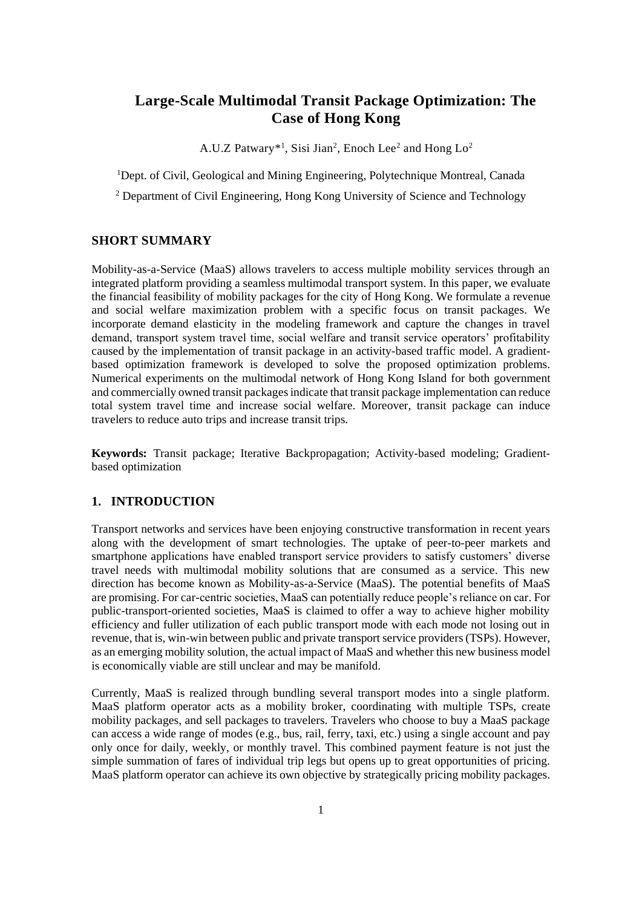# Large-Scale Multimodal Transit Package Optimization: The Case of Hong Kong

A.U.Z Patwary*[1], Sisi Jian[2], Enoch Lee[2] and Hong Lo[2]

[1]Dept. of Civil, Geological and Mining Engineering, Polytechnique Montreal, Canada

[2] Department of Civil Engineering, Hong Kong University of Science and Technology

## SHORT SUMMARY

Mobility-as-a-Service (MaaS) allows travelers to access multiple mobility services through an integrated platform providing a seamless multimodal transport system. In this paper, we evaluate the financial feasibility of mobility packages for the city of Hong Kong. We formulate a revenue and social welfare maximization problem with a specific focus on transit packages. We incorporate demand elasticity in the modeling framework and capture the changes in travel demand, transport system travel time, social welfare and transit service operators' profitability caused by the implementation of transit package in an activity-based traffic model. A gradient-based optimization framework is developed to solve the proposed optimization problems. Numerical experiments on the multimodal network of Hong Kong Island for both government and commercially owned transit packages indicate that transit package implementation can reduce total system travel time and increase social welfare. Moreover, transit package can induce travelers to reduce auto trips and increase transit trips.

**Keywords:** Transit package; Iterative Backpropagation; Activity-based modeling; Gradient-based optimization

## 1. INTRODUCTION

Transport networks and services have been enjoying constructive transformation in recent years along with the development of smart technologies. The uptake of peer-to-peer markets and smartphone applications have enabled transport service providers to satisfy customers' diverse travel needs with multimodal mobility solutions that are consumed as a service. This new direction has become known as Mobility-as-a-Service (MaaS). The potential benefits of MaaS are promising. For car-centric societies, MaaS can potentially reduce people's reliance on car. For public-transport-oriented societies, MaaS is claimed to offer a way to achieve higher mobility efficiency and fuller utilization of each public transport mode with each mode not losing out in revenue, that is, win-win between public and private transport service providers (TSPs). However, as an emerging mobility solution, the actual impact of MaaS and whether this new business model is economically viable are still unclear and may be manifold.

Currently, MaaS is realized through bundling several transport modes into a single platform. MaaS platform operator acts as a mobility broker, coordinating with multiple TSPs, create mobility packages, and sell packages to travelers. Travelers who choose to buy a MaaS package can access a wide range of modes (e.g., bus, rail, ferry, taxi, etc.) using a single account and pay only once for daily, weekly, or monthly travel. This combined payment feature is not just the simple summation of fares of individual trip legs but opens up to great opportunities of pricing. MaaS platform operator can achieve its own objective by strategically pricing mobility packages.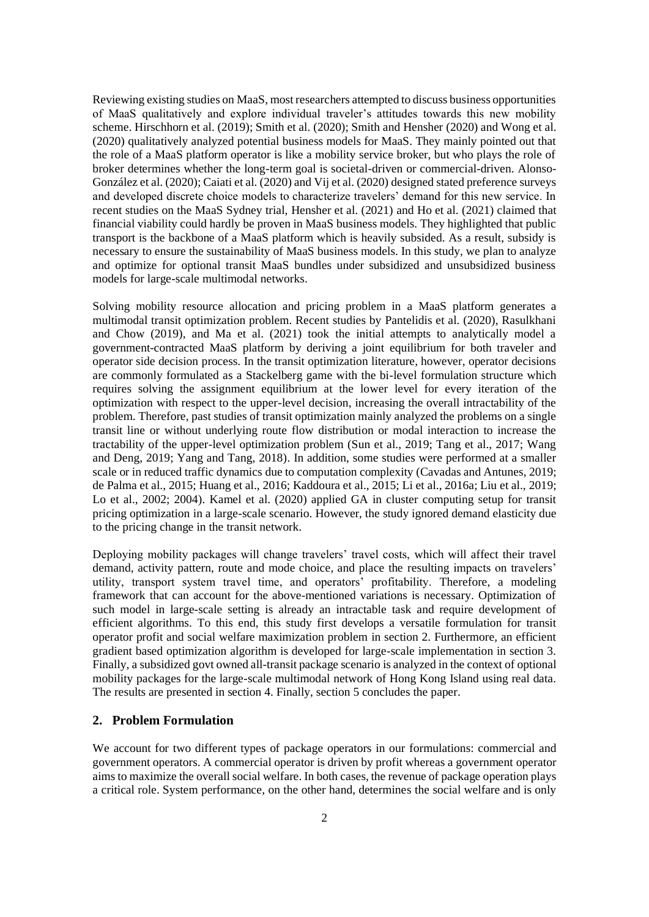Reviewing existing studies on MaaS, most researchers attempted to discuss business opportunities of MaaS qualitatively and explore individual traveler's attitudes towards this new mobility scheme. Hirschhorn et al. (2019); Smith et al. (2020); Smith and Hensher (2020) and Wong et al. (2020) qualitatively analyzed potential business models for MaaS. They mainly pointed out that the role of a MaaS platform operator is like a mobility service broker, but who plays the role of broker determines whether the long-term goal is societal-driven or commercial-driven. Alonso-González et al. (2020); Caiati et al. (2020) and Vij et al. (2020) designed stated preference surveys and developed discrete choice models to characterize travelers' demand for this new service. In recent studies on the MaaS Sydney trial, Hensher et al. (2021) and Ho et al. (2021) claimed that financial viability could hardly be proven in MaaS business models. They highlighted that public transport is the backbone of a MaaS platform which is heavily subsided. As a result, subsidy is necessary to ensure the sustainability of MaaS business models. In this study, we plan to analyze and optimize for optional transit MaaS bundles under subsidized and unsubsidized business models for large-scale multimodal networks.

Solving mobility resource allocation and pricing problem in a MaaS platform generates a multimodal transit optimization problem. Recent studies by Pantelidis et al. (2020), Rasulkhani and Chow (2019), and Ma et al. (2021) took the initial attempts to analytically model a government-contracted MaaS platform by deriving a joint equilibrium for both traveler and operator side decision process. In the transit optimization literature, however, operator decisions are commonly formulated as a Stackelberg game with the bi-level formulation structure which requires solving the assignment equilibrium at the lower level for every iteration of the optimization with respect to the upper-level decision, increasing the overall intractability of the problem. Therefore, past studies of transit optimization mainly analyzed the problems on a single transit line or without underlying route flow distribution or modal interaction to increase the tractability of the upper-level optimization problem (Sun et al., 2019; Tang et al., 2017; Wang and Deng, 2019; Yang and Tang, 2018). In addition, some studies were performed at a smaller scale or in reduced traffic dynamics due to computation complexity (Cavadas and Antunes, 2019; de Palma et al., 2015; Huang et al., 2016; Kaddoura et al., 2015; Li et al., 2016a; Liu et al., 2019; Lo et al., 2002; 2004). Kamel et al. (2020) applied GA in cluster computing setup for transit pricing optimization in a large-scale scenario. However, the study ignored demand elasticity due to the pricing change in the transit network.

Deploying mobility packages will change travelers' travel costs, which will affect their travel demand, activity pattern, route and mode choice, and place the resulting impacts on travelers' utility, transport system travel time, and operators' profitability. Therefore, a modeling framework that can account for the above-mentioned variations is necessary. Optimization of such model in large-scale setting is already an intractable task and require development of efficient algorithms. To this end, this study first develops a versatile formulation for transit operator profit and social welfare maximization problem in section 2. Furthermore, an efficient gradient based optimization algorithm is developed for large-scale implementation in section 3. Finally, a subsidized govt owned all-transit package scenario is analyzed in the context of optional mobility packages for the large-scale multimodal network of Hong Kong Island using real data. The results are presented in section 4. Finally, section 5 concludes the paper.

## 2. Problem Formulation

We account for two different types of package operators in our formulations: commercial and government operators. A commercial operator is driven by profit whereas a government operator aims to maximize the overall social welfare. In both cases, the revenue of package operation plays a critical role. System performance, on the other hand, determines the social welfare and is only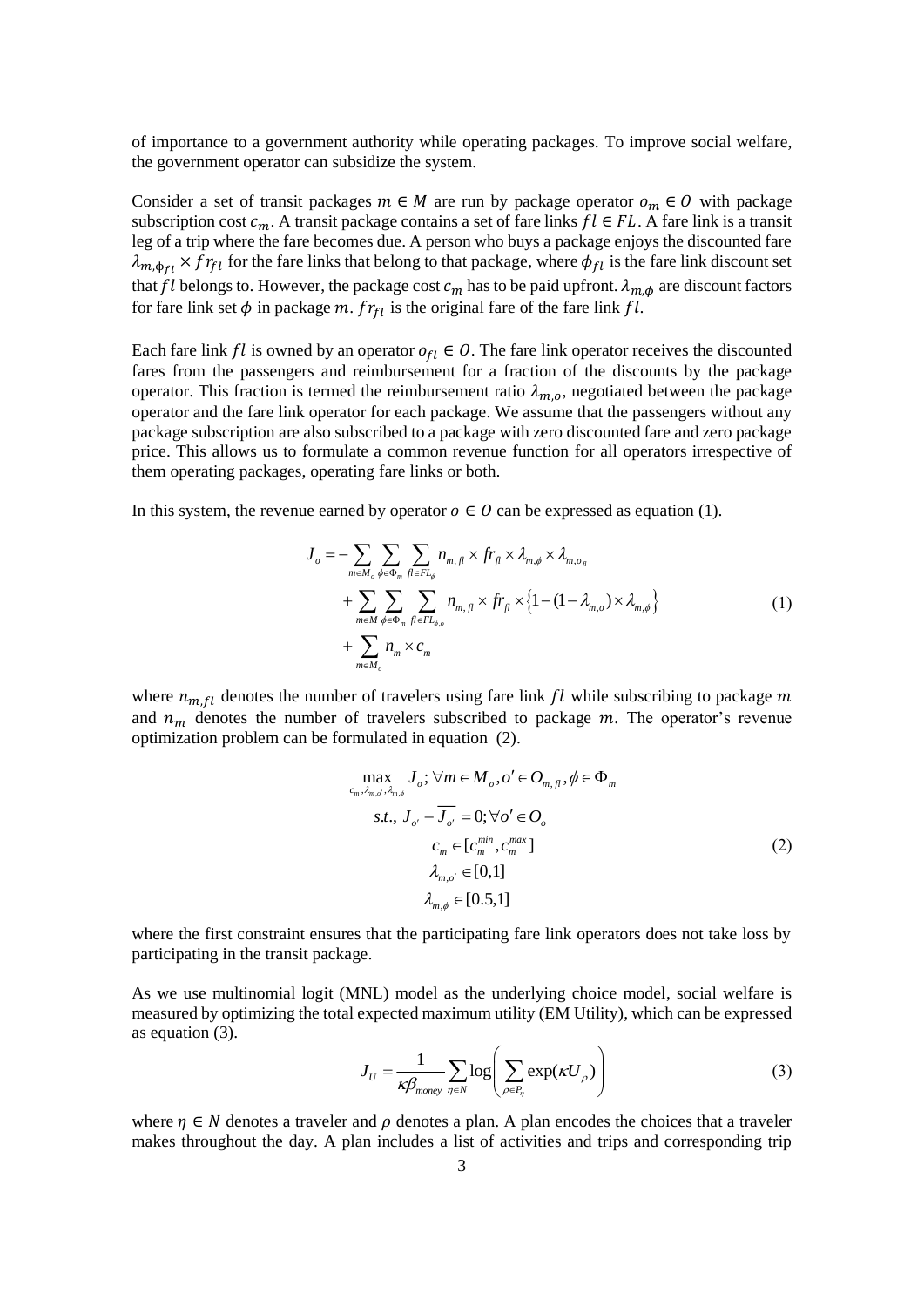of importance to a government authority while operating packages. To improve social welfare, the government operator can subsidize the system.

Consider a set of transit packages $m \in M$ are run by package operator $o_m \in O$ with package subscription cost $c_m$. A transit package contains a set of fare links $fl \in FL$. A fare link is a transit leg of a trip where the fare becomes due. A person who buys a package enjoys the discounted fare $\lambda_{m,\Phi_{fl}} \times fr_{fl}$ for the fare links that belong to that package, where $\phi_{fl}$ is the fare link discount set that $fl$ belongs to. However, the package cost $c_m$ has to be paid upfront. $\lambda_{m,\phi}$ are discount factors for fare link set $\phi$ in package $m$. $fr_{fl}$ is the original fare of the fare link $fl$.

Each fare link $fl$ is owned by an operator $o_{fl} \in O$. The fare link operator receives the discounted fares from the passengers and reimbursement for a fraction of the discounts by the package operator. This fraction is termed the reimbursement ratio $\lambda_{m,o}$, negotiated between the package operator and the fare link operator for each package. We assume that the passengers without any package subscription are also subscribed to a package with zero discounted fare and zero package price. This allows us to formulate a common revenue function for all operators irrespective of them operating packages, operating fare links or both.

In this system, the revenue earned by operator $o \in O$ can be expressed as equation (1).

$$
\begin{aligned}
J_o = & -\sum_{m \in M_o} \sum_{\phi \in \Phi_m} \sum_{fl \in FL_\phi} n_{m,fl} \times fr_{fl} \times \lambda_{m,\phi} \times \lambda_{m,o_{fl}} \\
& + \sum_{m \in M} \sum_{\phi \in \Phi_m} \sum_{fl \in FL_{\phi,o}} n_{m,fl} \times fr_{fl} \times \left\{ 1 - (1 - \lambda_{m,o}) \times \lambda_{m,\phi} \right\} \\
& + \sum_{m \in M_o} n_m \times c_m
\end{aligned} \tag{1}
$$

where $n_{m,fl}$ denotes the number of travelers using fare link $fl$ while subscribing to package $m$ and $n_m$ denotes the number of travelers subscribed to package $m$. The operator's revenue optimization problem can be formulated in equation (2).

$$
\begin{aligned}
\max_{c_m, \lambda_{m,o'}, \lambda_{m,\phi}} \; & J_o; \forall m \in M_o, o' \in O_{m,fl}, \phi \in \Phi_m \\
s.t., \; & J_{o'} - \overline{J_{o'}} = 0; \forall o' \in O_o \\
& c_m \in [c_m^{min}, c_m^{max}] \\
& \lambda_{m,o'} \in [0,1] \\
& \lambda_{m,\phi} \in [0.5,1]
\end{aligned} \tag{2}
$$

where the first constraint ensures that the participating fare link operators does not take loss by participating in the transit package.

As we use multinomial logit (MNL) model as the underlying choice model, social welfare is measured by optimizing the total expected maximum utility (EM Utility), which can be expressed as equation (3).

$$
J_U = \frac{1}{\kappa \beta_{money}} \sum_{\eta \in N} \log \left( \sum_{\rho \in P_\eta} \exp(\kappa U_\rho) \right) \tag{3}
$$

where $\eta \in N$ denotes a traveler and $\rho$ denotes a plan. A plan encodes the choices that a traveler makes throughout the day. A plan includes a list of activities and trips and corresponding trip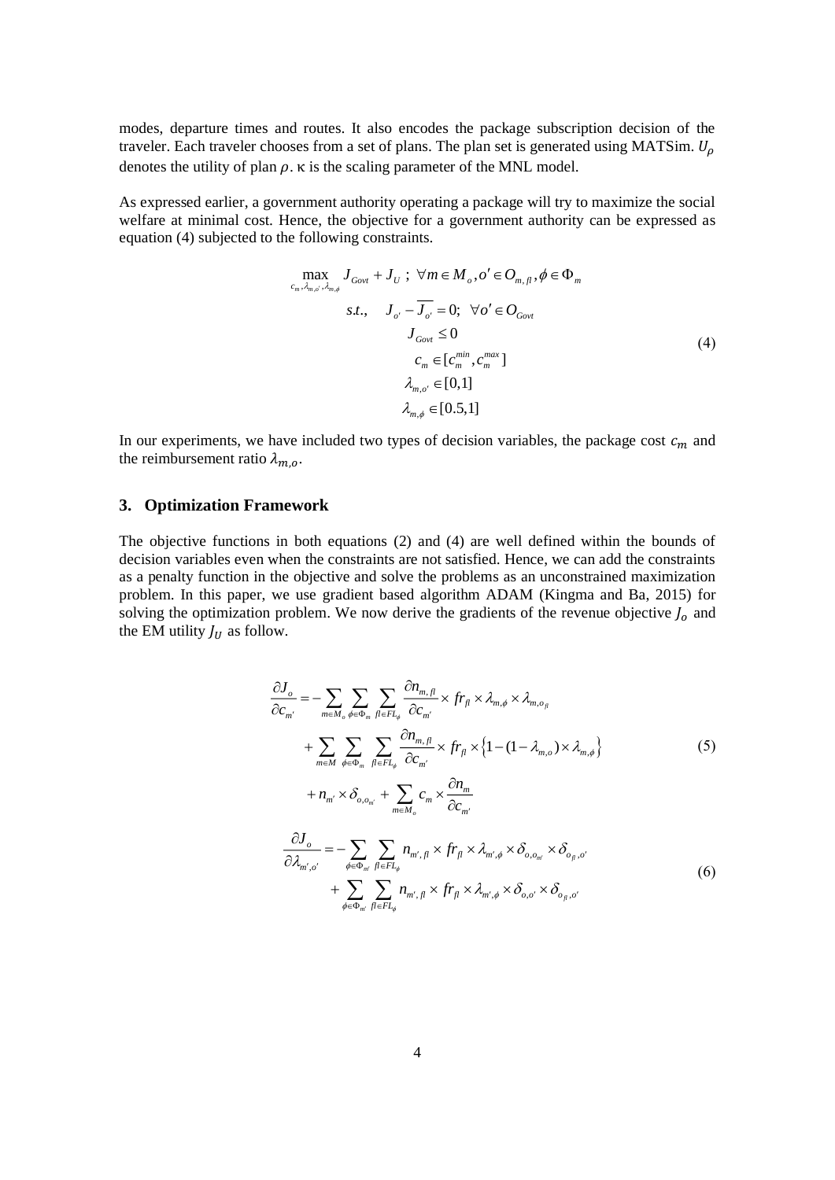modes, departure times and routes. It also encodes the package subscription decision of the traveler. Each traveler chooses from a set of plans. The plan set is generated using MATSim. $U_\rho$ denotes the utility of plan $\rho$. κ is the scaling parameter of the MNL model.

As expressed earlier, a government authority operating a package will try to maximize the social welfare at minimal cost. Hence, the objective for a government authority can be expressed as equation (4) subjected to the following constraints.

$$
\begin{aligned}
\max_{c_m, \lambda_{m,o'}, \lambda_{m,\phi}} \quad & J_{Govt} + J_U \; ; \; \forall m \in M_o, o' \in O_{m,fl}, \phi \in \Phi_m \\
s.t., \quad & J_{o'} - \overline{J_{o'}} = 0; \;\; \forall o' \in O_{Govt} \\
& J_{Govt} \leq 0 \\
& c_m \in [c_m^{min}, c_m^{max}] \\
& \lambda_{m,o'} \in [0,1] \\
& \lambda_{m,\phi} \in [0.5,1]
\end{aligned}
\tag{4}
$$

In our experiments, we have included two types of decision variables, the package cost $c_m$ and the reimbursement ratio $\lambda_{m,o}$.

## 3. Optimization Framework

The objective functions in both equations (2) and (4) are well defined within the bounds of decision variables even when the constraints are not satisfied. Hence, we can add the constraints as a penalty function in the objective and solve the problems as an unconstrained maximization problem. In this paper, we use gradient based algorithm ADAM (Kingma and Ba, 2015) for solving the optimization problem. We now derive the gradients of the revenue objective $J_o$ and the EM utility $J_U$ as follow.

$$
\begin{aligned}
\frac{\partial J_o}{\partial c_{m'}} = & -\sum_{m \in M_o} \sum_{\phi \in \Phi_m} \sum_{fl \in FL_\phi} \frac{\partial n_{m,fl}}{\partial c_{m'}} \times fr_{fl} \times \lambda_{m,\phi} \times \lambda_{m,o_{fl}} \\
& + \sum_{m \in M} \sum_{\phi \in \Phi_m} \sum_{fl \in FL_\phi} \frac{\partial n_{m,fl}}{\partial c_{m'}} \times fr_{fl} \times \left\{ 1 - (1 - \lambda_{m,o}) \times \lambda_{m,\phi} \right\} \\
& + n_{m'} \times \delta_{o,o_{m'}} + \sum_{m \in M_o} c_m \times \frac{\partial n_m}{\partial c_{m'}}
\end{aligned}
\tag{5}
$$

$$
\begin{aligned}
\frac{\partial J_o}{\partial \lambda_{m',o'}} = & -\sum_{\phi \in \Phi_{m'}} \sum_{fl \in FL_\phi} n_{m',fl} \times fr_{fl} \times \lambda_{m',\phi} \times \delta_{o,o_{m'}} \times \delta_{o_{fl},o'} \\
& + \sum_{\phi \in \Phi_{m'}} \sum_{fl \in FL_\phi} n_{m',fl} \times fr_{fl} \times \lambda_{m',\phi} \times \delta_{o,o'} \times \delta_{o_{fl},o'}
\end{aligned}
\tag{6}
$$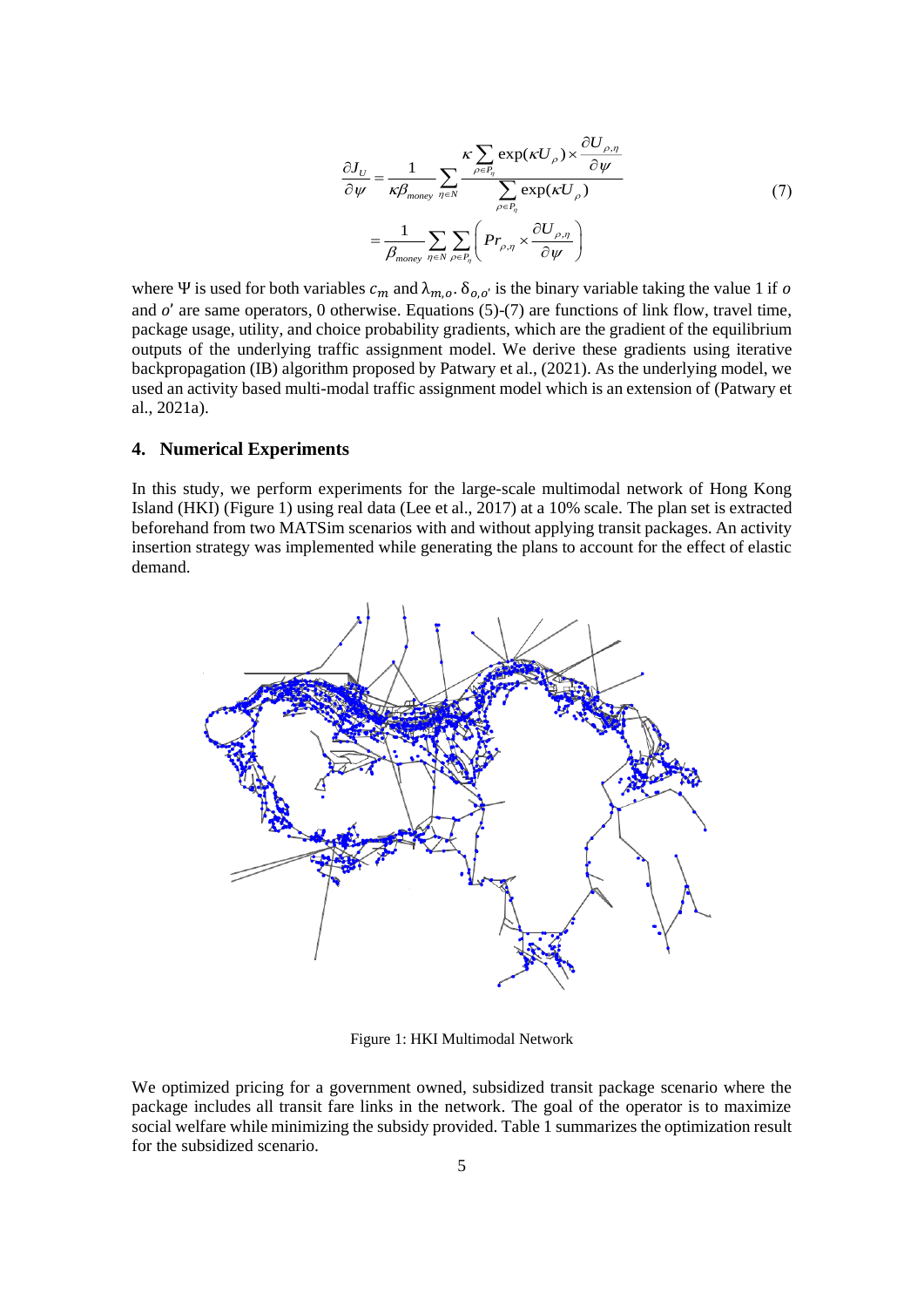$$
\begin{aligned}
\frac{\partial J_U}{\partial \psi} &= \frac{1}{\kappa \beta_{money}} \sum_{\eta \in N} \frac{\kappa \sum_{\rho \in P_\eta} \exp(\kappa U_\rho) \times \frac{\partial U_{\rho,\eta}}{\partial \psi}}{\sum_{\rho \in P_\eta} \exp(\kappa U_\rho)} \\
&= \frac{1}{\beta_{money}} \sum_{\eta \in N} \sum_{\rho \in P_\eta} \left( Pr_{\rho,\eta} \times \frac{\partial U_{\rho,\eta}}{\partial \psi} \right)
\end{aligned}
\tag{7}
$$

where $\Psi$ is used for both variables $c_m$ and $\lambda_{m,o}$. $\delta_{o,o'}$ is the binary variable taking the value 1 if $o$ and $o'$ are same operators, 0 otherwise. Equations (5)-(7) are functions of link flow, travel time, package usage, utility, and choice probability gradients, which are the gradient of the equilibrium outputs of the underlying traffic assignment model. We derive these gradients using iterative backpropagation (IB) algorithm proposed by Patwary et al., (2021). As the underlying model, we used an activity based multi-modal traffic assignment model which is an extension of (Patwary et al., 2021a).

## 4. Numerical Experiments

In this study, we perform experiments for the large-scale multimodal network of Hong Kong Island (HKI) (Figure 1) using real data (Lee et al., 2017) at a 10% scale. The plan set is extracted beforehand from two MATSim scenarios with and without applying transit packages. An activity insertion strategy was implemented while generating the plans to account for the effect of elastic demand.

Figure 1: HKI Multimodal Network

We optimized pricing for a government owned, subsidized transit package scenario where the package includes all transit fare links in the network. The goal of the operator is to maximize social welfare while minimizing the subsidy provided. Table 1 summarizes the optimization result for the subsidized scenario.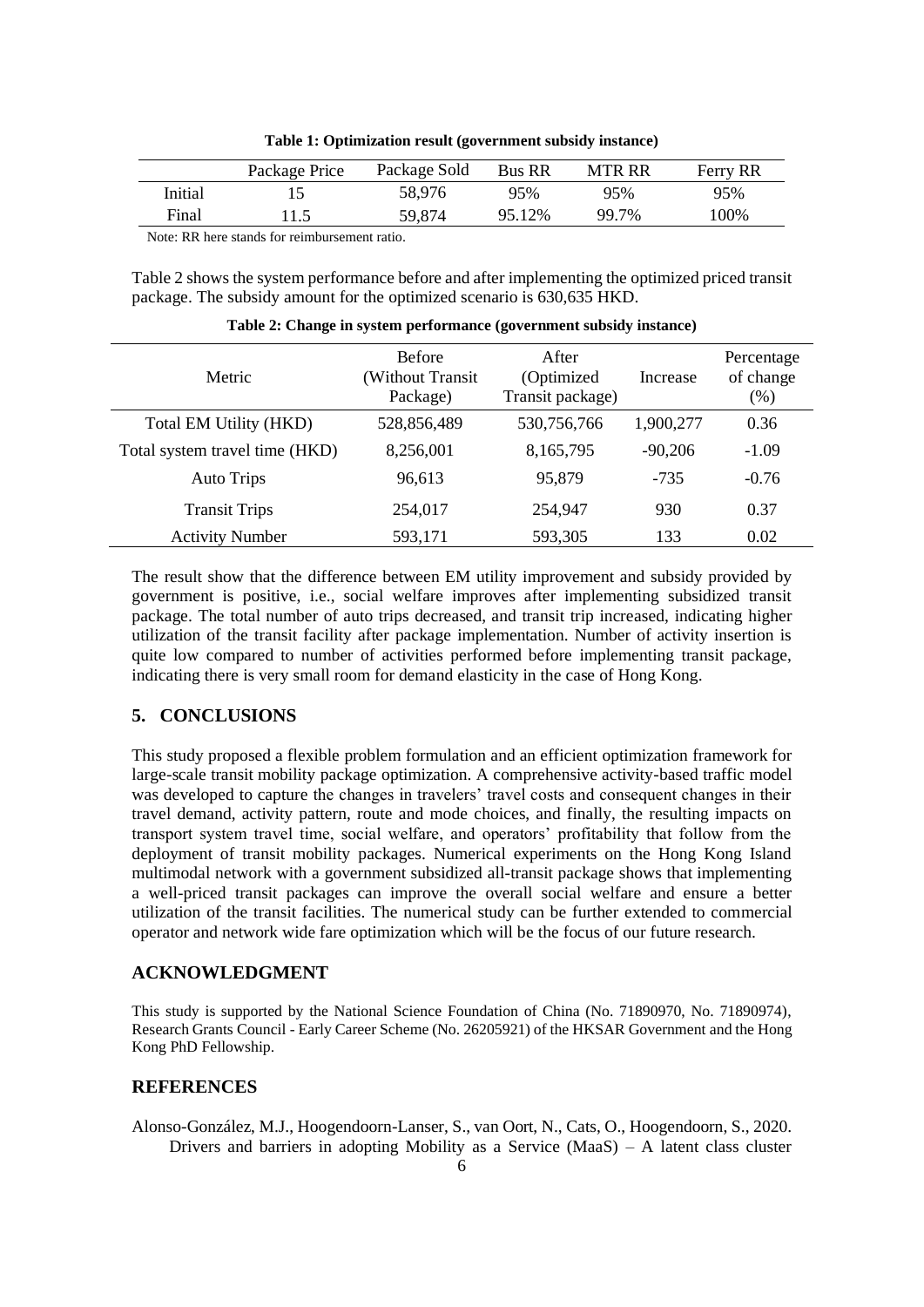**Table 1: Optimization result (government subsidy instance)**

| | Package Price | Package Sold | Bus RR | MTR RR | Ferry RR |
|---|---|---|---|---|---|
| Initial | 15 | 58,976 | 95% | 95% | 95% |
| Final | 11.5 | 59,874 | 95.12% | 99.7% | 100% |

Note: RR here stands for reimbursement ratio.

Table 2 shows the system performance before and after implementing the optimized priced transit package. The subsidy amount for the optimized scenario is 630,635 HKD.

**Table 2: Change in system performance (government subsidy instance)**

| Metric | Before (Without Transit Package) | After (Optimized Transit package) | Increase | Percentage of change (%) |
|---|---|---|---|---|
| Total EM Utility (HKD) | 528,856,489 | 530,756,766 | 1,900,277 | 0.36 |
| Total system travel time (HKD) | 8,256,001 | 8,165,795 | -90,206 | -1.09 |
| Auto Trips | 96,613 | 95,879 | -735 | -0.76 |
| Transit Trips | 254,017 | 254,947 | 930 | 0.37 |
| Activity Number | 593,171 | 593,305 | 133 | 0.02 |

The result show that the difference between EM utility improvement and subsidy provided by government is positive, i.e., social welfare improves after implementing subsidized transit package. The total number of auto trips decreased, and transit trip increased, indicating higher utilization of the transit facility after package implementation. Number of activity insertion is quite low compared to number of activities performed before implementing transit package, indicating there is very small room for demand elasticity in the case of Hong Kong.

## 5. CONCLUSIONS

This study proposed a flexible problem formulation and an efficient optimization framework for large-scale transit mobility package optimization. A comprehensive activity-based traffic model was developed to capture the changes in travelers' travel costs and consequent changes in their travel demand, activity pattern, route and mode choices, and finally, the resulting impacts on transport system travel time, social welfare, and operators' profitability that follow from the deployment of transit mobility packages. Numerical experiments on the Hong Kong Island multimodal network with a government subsidized all-transit package shows that implementing a well-priced transit packages can improve the overall social welfare and ensure a better utilization of the transit facilities. The numerical study can be further extended to commercial operator and network wide fare optimization which will be the focus of our future research.

## ACKNOWLEDGMENT

This study is supported by the National Science Foundation of China (No. 71890970, No. 71890974), Research Grants Council - Early Career Scheme (No. 26205921) of the HKSAR Government and the Hong Kong PhD Fellowship.

## REFERENCES

Alonso-González, M.J., Hoogendoorn-Lanser, S., van Oort, N., Cats, O., Hoogendoorn, S., 2020. Drivers and barriers in adopting Mobility as a Service (MaaS) – A latent class cluster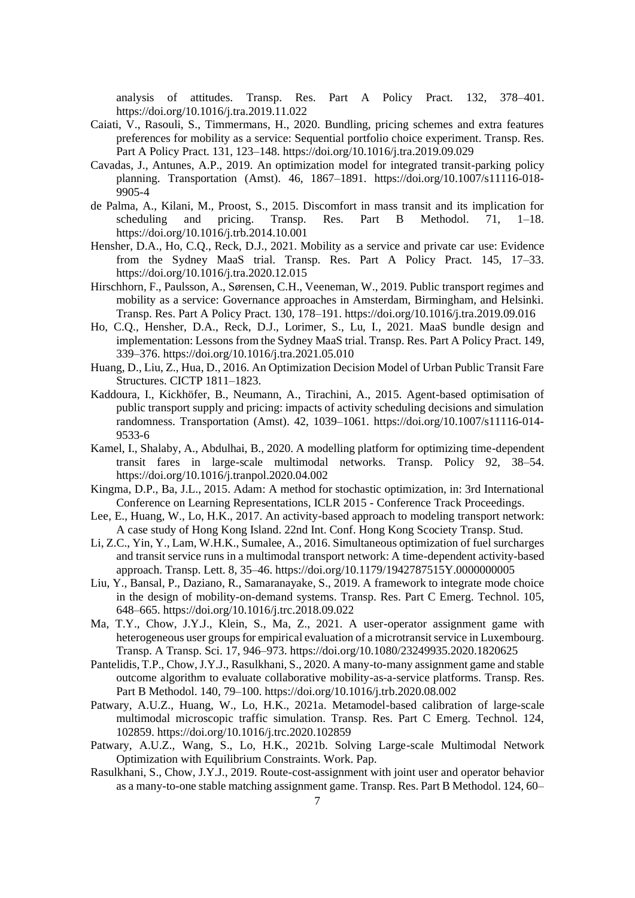analysis of attitudes. Transp. Res. Part A Policy Pract. 132, 378–401. https://doi.org/10.1016/j.tra.2019.11.022

Caiati, V., Rasouli, S., Timmermans, H., 2020. Bundling, pricing schemes and extra features preferences for mobility as a service: Sequential portfolio choice experiment. Transp. Res. Part A Policy Pract. 131, 123–148. https://doi.org/10.1016/j.tra.2019.09.029

Cavadas, J., Antunes, A.P., 2019. An optimization model for integrated transit-parking policy planning. Transportation (Amst). 46, 1867–1891. https://doi.org/10.1007/s11116-018-9905-4

de Palma, A., Kilani, M., Proost, S., 2015. Discomfort in mass transit and its implication for scheduling and pricing. Transp. Res. Part B Methodol. 71, 1–18. https://doi.org/10.1016/j.trb.2014.10.001

Hensher, D.A., Ho, C.Q., Reck, D.J., 2021. Mobility as a service and private car use: Evidence from the Sydney MaaS trial. Transp. Res. Part A Policy Pract. 145, 17–33. https://doi.org/10.1016/j.tra.2020.12.015

Hirschhorn, F., Paulsson, A., Sørensen, C.H., Veeneman, W., 2019. Public transport regimes and mobility as a service: Governance approaches in Amsterdam, Birmingham, and Helsinki. Transp. Res. Part A Policy Pract. 130, 178–191. https://doi.org/10.1016/j.tra.2019.09.016

Ho, C.Q., Hensher, D.A., Reck, D.J., Lorimer, S., Lu, I., 2021. MaaS bundle design and implementation: Lessons from the Sydney MaaS trial. Transp. Res. Part A Policy Pract. 149, 339–376. https://doi.org/10.1016/j.tra.2021.05.010

Huang, D., Liu, Z., Hua, D., 2016. An Optimization Decision Model of Urban Public Transit Fare Structures. CICTP 1811–1823.

Kaddoura, I., Kickhöfer, B., Neumann, A., Tirachini, A., 2015. Agent-based optimisation of public transport supply and pricing: impacts of activity scheduling decisions and simulation randomness. Transportation (Amst). 42, 1039–1061. https://doi.org/10.1007/s11116-014-9533-6

Kamel, I., Shalaby, A., Abdulhai, B., 2020. A modelling platform for optimizing time-dependent transit fares in large-scale multimodal networks. Transp. Policy 92, 38–54. https://doi.org/10.1016/j.tranpol.2020.04.002

Kingma, D.P., Ba, J.L., 2015. Adam: A method for stochastic optimization, in: 3rd International Conference on Learning Representations, ICLR 2015 - Conference Track Proceedings.

Lee, E., Huang, W., Lo, H.K., 2017. An activity-based approach to modeling transport network: A case study of Hong Kong Island. 22nd Int. Conf. Hong Kong Scociety Transp. Stud.

Li, Z.C., Yin, Y., Lam, W.H.K., Sumalee, A., 2016. Simultaneous optimization of fuel surcharges and transit service runs in a multimodal transport network: A time-dependent activity-based approach. Transp. Lett. 8, 35–46. https://doi.org/10.1179/1942787515Y.0000000005

Liu, Y., Bansal, P., Daziano, R., Samaranayake, S., 2019. A framework to integrate mode choice in the design of mobility-on-demand systems. Transp. Res. Part C Emerg. Technol. 105, 648–665. https://doi.org/10.1016/j.trc.2018.09.022

Ma, T.Y., Chow, J.Y.J., Klein, S., Ma, Z., 2021. A user-operator assignment game with heterogeneous user groups for empirical evaluation of a microtransit service in Luxembourg. Transp. A Transp. Sci. 17, 946–973. https://doi.org/10.1080/23249935.2020.1820625

Pantelidis, T.P., Chow, J.Y.J., Rasulkhani, S., 2020. A many-to-many assignment game and stable outcome algorithm to evaluate collaborative mobility-as-a-service platforms. Transp. Res. Part B Methodol. 140, 79–100. https://doi.org/10.1016/j.trb.2020.08.002

Patwary, A.U.Z., Huang, W., Lo, H.K., 2021a. Metamodel-based calibration of large-scale multimodal microscopic traffic simulation. Transp. Res. Part C Emerg. Technol. 124, 102859. https://doi.org/10.1016/j.trc.2020.102859

Patwary, A.U.Z., Wang, S., Lo, H.K., 2021b. Solving Large-scale Multimodal Network Optimization with Equilibrium Constraints. Work. Pap.

Rasulkhani, S., Chow, J.Y.J., 2019. Route-cost-assignment with joint user and operator behavior as a many-to-one stable matching assignment game. Transp. Res. Part B Methodol. 124, 60–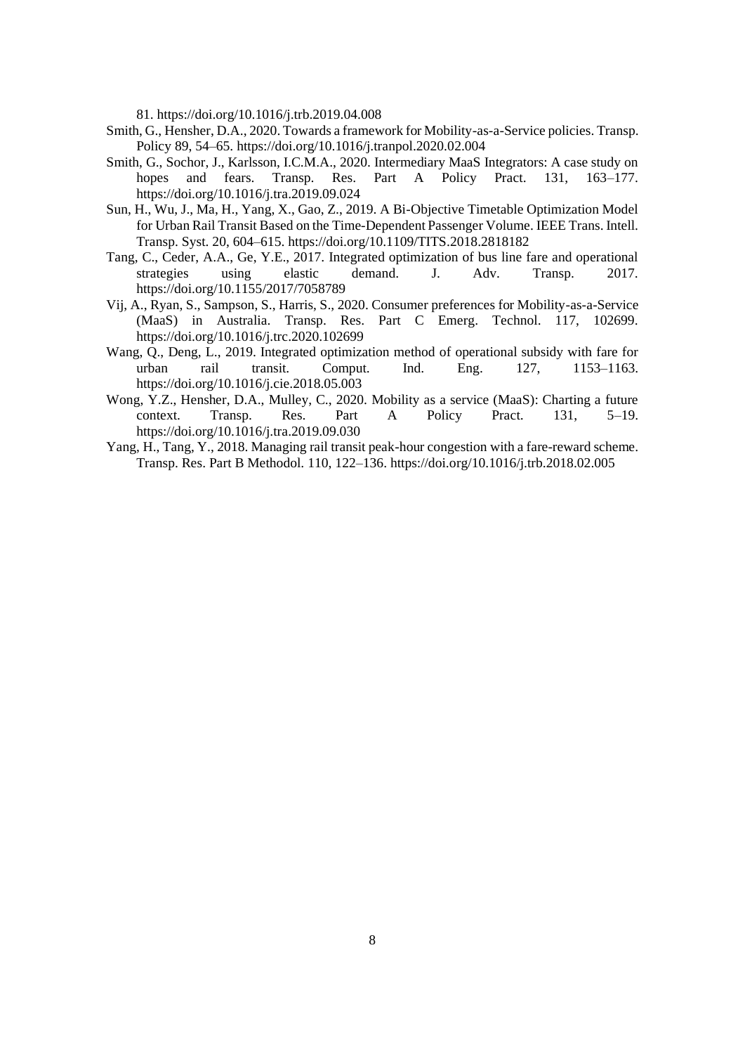81. https://doi.org/10.1016/j.trb.2019.04.008

Smith, G., Hensher, D.A., 2020. Towards a framework for Mobility-as-a-Service policies. Transp. Policy 89, 54–65. https://doi.org/10.1016/j.tranpol.2020.02.004

Smith, G., Sochor, J., Karlsson, I.C.M.A., 2020. Intermediary MaaS Integrators: A case study on hopes and fears. Transp. Res. Part A Policy Pract. 131, 163–177. https://doi.org/10.1016/j.tra.2019.09.024

Sun, H., Wu, J., Ma, H., Yang, X., Gao, Z., 2019. A Bi-Objective Timetable Optimization Model for Urban Rail Transit Based on the Time-Dependent Passenger Volume. IEEE Trans. Intell. Transp. Syst. 20, 604–615. https://doi.org/10.1109/TITS.2018.2818182

Tang, C., Ceder, A.A., Ge, Y.E., 2017. Integrated optimization of bus line fare and operational strategies using elastic demand. J. Adv. Transp. 2017. https://doi.org/10.1155/2017/7058789

Vij, A., Ryan, S., Sampson, S., Harris, S., 2020. Consumer preferences for Mobility-as-a-Service (MaaS) in Australia. Transp. Res. Part C Emerg. Technol. 117, 102699. https://doi.org/10.1016/j.trc.2020.102699

Wang, Q., Deng, L., 2019. Integrated optimization method of operational subsidy with fare for urban rail transit. Comput. Ind. Eng. 127, 1153–1163. https://doi.org/10.1016/j.cie.2018.05.003

Wong, Y.Z., Hensher, D.A., Mulley, C., 2020. Mobility as a service (MaaS): Charting a future context. Transp. Res. Part A Policy Pract. 131, 5–19. https://doi.org/10.1016/j.tra.2019.09.030

Yang, H., Tang, Y., 2018. Managing rail transit peak-hour congestion with a fare-reward scheme. Transp. Res. Part B Methodol. 110, 122–136. https://doi.org/10.1016/j.trb.2018.02.005